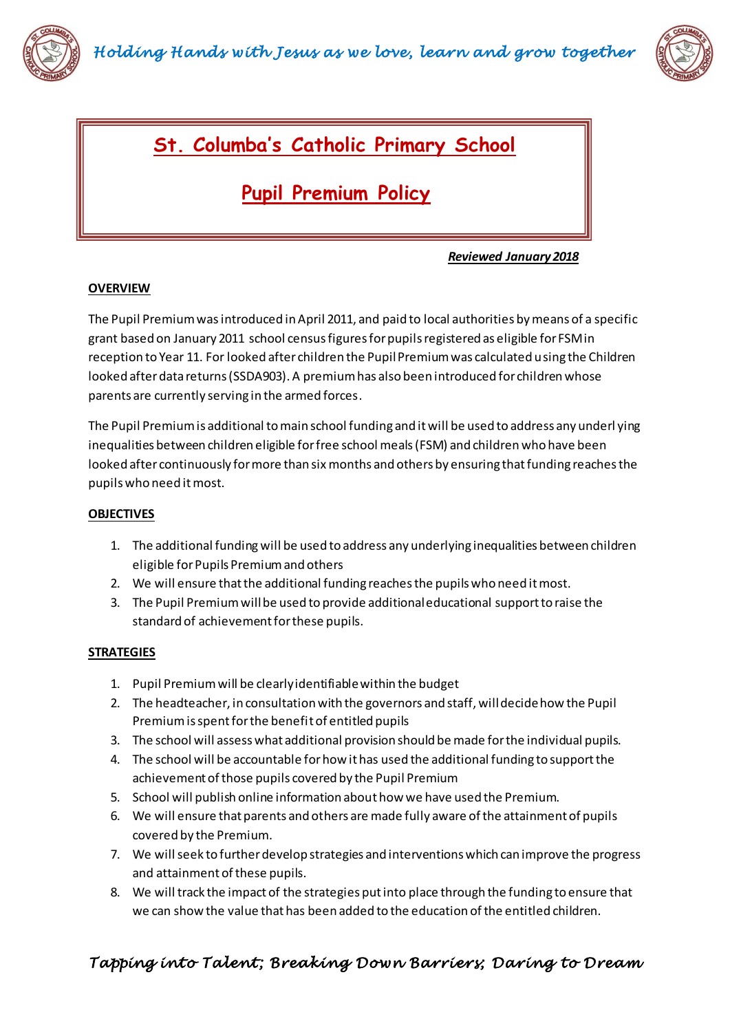# St. Columba's Catholic Primary School

# Pupil Premium Policy

***Reviewed January 2018***

## OVERVIEW

The Pupil Premium was introduced in April 2011, and paid to local authorities by means of a specific grant based on January 2011 school census figures for pupils registered as eligible for FSM in reception to Year 11. For looked after children the Pupil Premium was calculated using the Children looked after data returns (SSDA903). A premium has also been introduced for children whose parents are currently serving in the armed forces.

The Pupil Premium is additional to main school funding and it will be used to address any underlying inequalities between children eligible for free school meals (FSM) and children who have been looked after continuously for more than six months and others by ensuring that funding reaches the pupils who need it most.

## OBJECTIVES

1. The additional funding will be used to address any underlying inequalities between children eligible for Pupils Premium and others
2. We will ensure that the additional funding reaches the pupils who need it most.
3. The Pupil Premium will be used to provide additional educational support to raise the standard of achievement for these pupils.

## STRATEGIES

1. Pupil Premium will be clearly identifiable within the budget
2. The headteacher, in consultation with the governors and staff, will decide how the Pupil Premium is spent for the benefit of entitled pupils
3. The school will assess what additional provision should be made for the individual pupils.
4. The school will be accountable for how it has used the additional funding to support the achievement of those pupils covered by the Pupil Premium
5. School will publish online information about how we have used the Premium.
6. We will ensure that parents and others are made fully aware of the attainment of pupils covered by the Premium.
7. We will seek to further develop strategies and interventions which can improve the progress and attainment of these pupils.
8. We will track the impact of the strategies put into place through the funding to ensure that we can show the value that has been added to the education of the entitled children.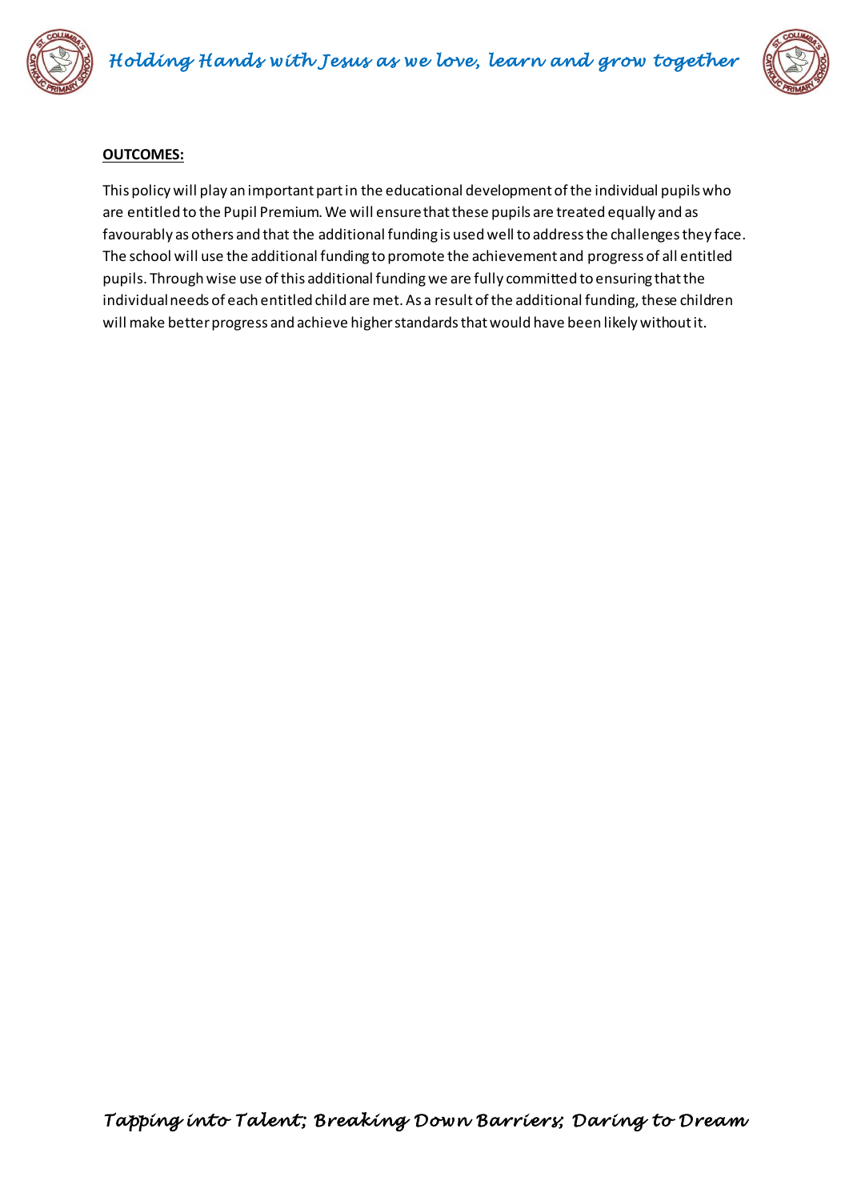**OUTCOMES:**

This policy will play an important part in the educational development of the individual pupils who are entitled to the Pupil Premium. We will ensure that these pupils are treated equally and as favourably as others and that the additional funding is used well to address the challenges they face. The school will use the additional funding to promote the achievement and progress of all entitled pupils. Through wise use of this additional funding we are fully committed to ensuring that the individual needs of each entitled child are met. As a result of the additional funding, these children will make better progress and achieve higher standards that would have been likely without it.